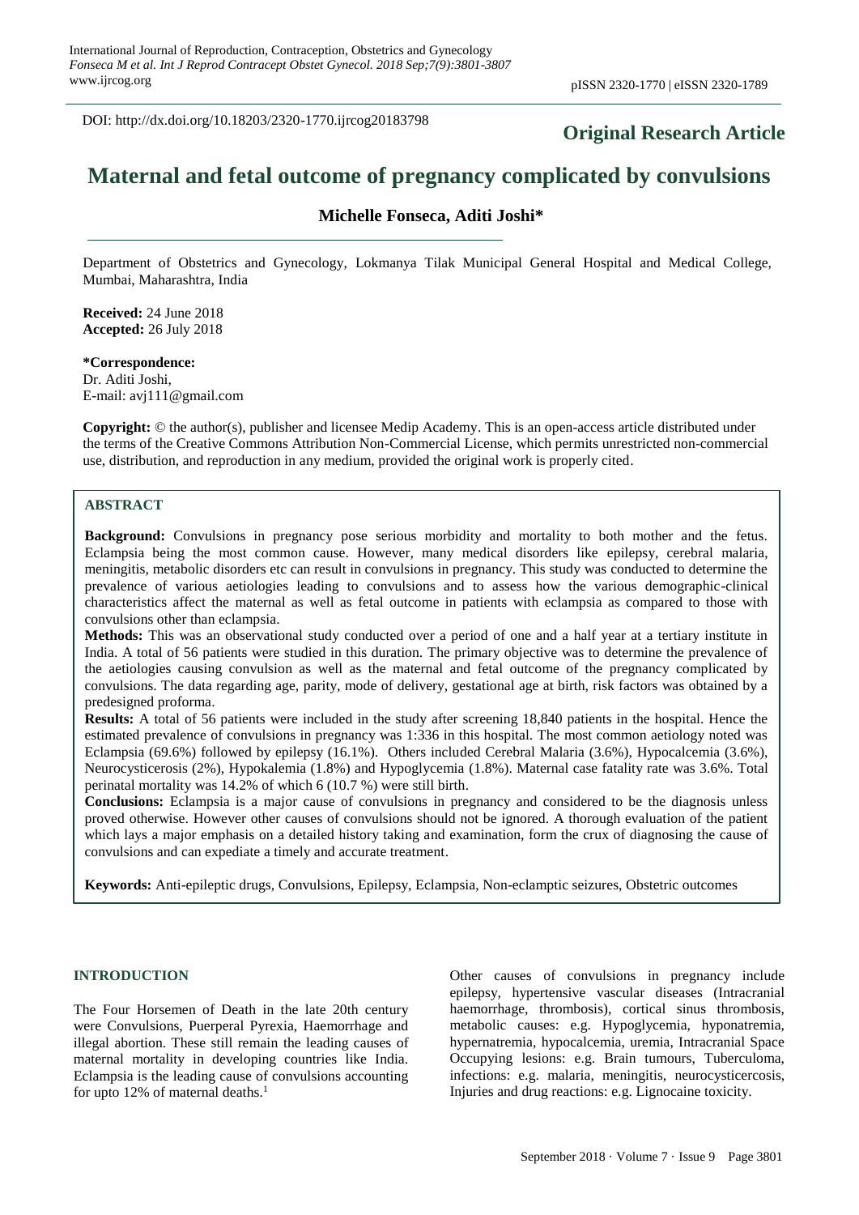DOI: http://dx.doi.org/10.18203/2320-1770.ijrcog20183798

**Original Research Article**

# Maternal and fetal outcome of pregnancy complicated by convulsions

**Michelle Fonseca, Aditi Joshi***

Department of Obstetrics and Gynecology, Lokmanya Tilak Municipal General Hospital and Medical College, Mumbai, Maharashtra, India

**Received:** 24 June 2018
**Accepted:** 26 July 2018

**\*Correspondence:**
Dr. Aditi Joshi,
E-mail: avj111@gmail.com

**Copyright:** © the author(s), publisher and licensee Medip Academy. This is an open-access article distributed under the terms of the Creative Commons Attribution Non-Commercial License, which permits unrestricted non-commercial use, distribution, and reproduction in any medium, provided the original work is properly cited.

## ABSTRACT

**Background:** Convulsions in pregnancy pose serious morbidity and mortality to both mother and the fetus. Eclampsia being the most common cause. However, many medical disorders like epilepsy, cerebral malaria, meningitis, metabolic disorders etc can result in convulsions in pregnancy. This study was conducted to determine the prevalence of various aetiologies leading to convulsions and to assess how the various demographic-clinical characteristics affect the maternal as well as fetal outcome in patients with eclampsia as compared to those with convulsions other than eclampsia.

**Methods:** This was an observational study conducted over a period of one and a half year at a tertiary institute in India. A total of 56 patients were studied in this duration. The primary objective was to determine the prevalence of the aetiologies causing convulsion as well as the maternal and fetal outcome of the pregnancy complicated by convulsions. The data regarding age, parity, mode of delivery, gestational age at birth, risk factors was obtained by a predesigned proforma.

**Results:** A total of 56 patients were included in the study after screening 18,840 patients in the hospital. Hence the estimated prevalence of convulsions in pregnancy was 1:336 in this hospital. The most common aetiology noted was Eclampsia (69.6%) followed by epilepsy (16.1%). Others included Cerebral Malaria (3.6%), Hypocalcemia (3.6%), Neurocysticerosis (2%), Hypokalemia (1.8%) and Hypoglycemia (1.8%). Maternal case fatality rate was 3.6%. Total perinatal mortality was 14.2% of which 6 (10.7 %) were still birth.

**Conclusions:** Eclampsia is a major cause of convulsions in pregnancy and considered to be the diagnosis unless proved otherwise. However other causes of convulsions should not be ignored. A thorough evaluation of the patient which lays a major emphasis on a detailed history taking and examination, form the crux of diagnosing the cause of convulsions and can expediate a timely and accurate treatment.

**Keywords:** Anti-epileptic drugs, Convulsions, Epilepsy, Eclampsia, Non-eclamptic seizures, Obstetric outcomes

## INTRODUCTION

The Four Horsemen of Death in the late 20th century were Convulsions, Puerperal Pyrexia, Haemorrhage and illegal abortion. These still remain the leading causes of maternal mortality in developing countries like India. Eclampsia is the leading cause of convulsions accounting for upto 12% of maternal deaths.[1]

Other causes of convulsions in pregnancy include epilepsy, hypertensive vascular diseases (Intracranial haemorrhage, thrombosis), cortical sinus thrombosis, metabolic causes: e.g. Hypoglycemia, hyponatremia, hypernatremia, hypocalcemia, uremia, Intracranial Space Occupying lesions: e.g. Brain tumours, Tuberculoma, infections: e.g. malaria, meningitis, neurocysticercosis, Injuries and drug reactions: e.g. Lignocaine toxicity.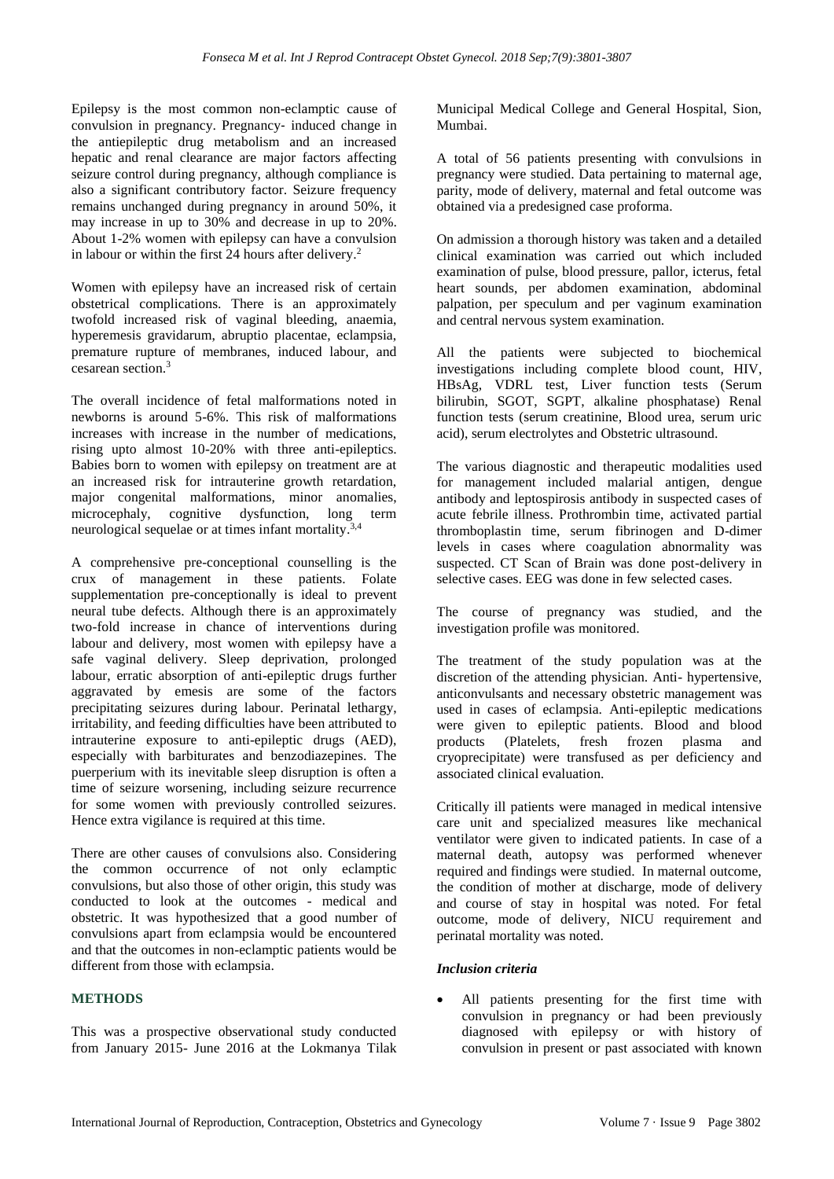Epilepsy is the most common non-eclamptic cause of convulsion in pregnancy. Pregnancy- induced change in the antiepileptic drug metabolism and an increased hepatic and renal clearance are major factors affecting seizure control during pregnancy, although compliance is also a significant contributory factor. Seizure frequency remains unchanged during pregnancy in around 50%, it may increase in up to 30% and decrease in up to 20%. About 1-2% women with epilepsy can have a convulsion in labour or within the first 24 hours after delivery.[2]

Women with epilepsy have an increased risk of certain obstetrical complications. There is an approximately twofold increased risk of vaginal bleeding, anaemia, hyperemesis gravidarum, abruptio placentae, eclampsia, premature rupture of membranes, induced labour, and cesarean section.[3]

The overall incidence of fetal malformations noted in newborns is around 5-6%. This risk of malformations increases with increase in the number of medications, rising upto almost 10-20% with three anti-epileptics. Babies born to women with epilepsy on treatment are at an increased risk for intrauterine growth retardation, major congenital malformations, minor anomalies, microcephaly, cognitive dysfunction, long term neurological sequelae or at times infant mortality.[3,4]

A comprehensive pre-conceptional counselling is the crux of management in these patients. Folate supplementation pre-conceptionally is ideal to prevent neural tube defects. Although there is an approximately two-fold increase in chance of interventions during labour and delivery, most women with epilepsy have a safe vaginal delivery. Sleep deprivation, prolonged labour, erratic absorption of anti-epileptic drugs further aggravated by emesis are some of the factors precipitating seizures during labour. Perinatal lethargy, irritability, and feeding difficulties have been attributed to intrauterine exposure to anti-epileptic drugs (AED), especially with barbiturates and benzodiazepines. The puerperium with its inevitable sleep disruption is often a time of seizure worsening, including seizure recurrence for some women with previously controlled seizures. Hence extra vigilance is required at this time.

There are other causes of convulsions also. Considering the common occurrence of not only eclamptic convulsions, but also those of other origin, this study was conducted to look at the outcomes - medical and obstetric. It was hypothesized that a good number of convulsions apart from eclampsia would be encountered and that the outcomes in non-eclamptic patients would be different from those with eclampsia.

## METHODS

This was a prospective observational study conducted from January 2015- June 2016 at the Lokmanya Tilak Municipal Medical College and General Hospital, Sion, Mumbai.

A total of 56 patients presenting with convulsions in pregnancy were studied. Data pertaining to maternal age, parity, mode of delivery, maternal and fetal outcome was obtained via a predesigned case proforma.

On admission a thorough history was taken and a detailed clinical examination was carried out which included examination of pulse, blood pressure, pallor, icterus, fetal heart sounds, per abdomen examination, abdominal palpation, per speculum and per vaginum examination and central nervous system examination.

All the patients were subjected to biochemical investigations including complete blood count, HIV, HBsAg, VDRL test, Liver function tests (Serum bilirubin, SGOT, SGPT, alkaline phosphatase) Renal function tests (serum creatinine, Blood urea, serum uric acid), serum electrolytes and Obstetric ultrasound.

The various diagnostic and therapeutic modalities used for management included malarial antigen, dengue antibody and leptospirosis antibody in suspected cases of acute febrile illness. Prothrombin time, activated partial thromboplastin time, serum fibrinogen and D-dimer levels in cases where coagulation abnormality was suspected. CT Scan of Brain was done post-delivery in selective cases. EEG was done in few selected cases.

The course of pregnancy was studied, and the investigation profile was monitored.

The treatment of the study population was at the discretion of the attending physician. Anti- hypertensive, anticonvulsants and necessary obstetric management was used in cases of eclampsia. Anti-epileptic medications were given to epileptic patients. Blood and blood products (Platelets, fresh frozen plasma and cryoprecipitate) were transfused as per deficiency and associated clinical evaluation.

Critically ill patients were managed in medical intensive care unit and specialized measures like mechanical ventilator were given to indicated patients. In case of a maternal death, autopsy was performed whenever required and findings were studied. In maternal outcome, the condition of mother at discharge, mode of delivery and course of stay in hospital was noted. For fetal outcome, mode of delivery, NICU requirement and perinatal mortality was noted.

### *Inclusion criteria*

- All patients presenting for the first time with convulsion in pregnancy or had been previously diagnosed with epilepsy or with history of convulsion in present or past associated with known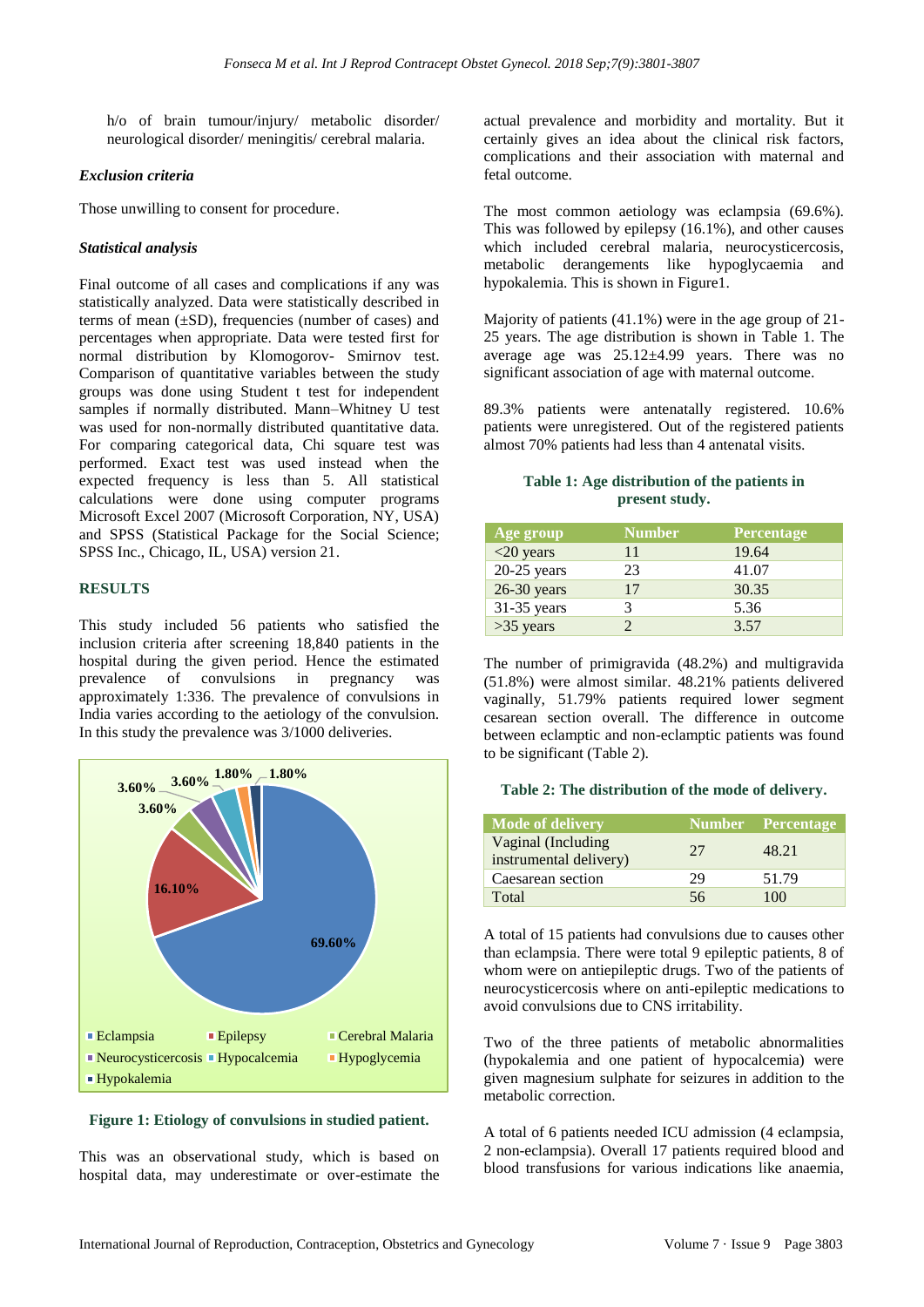h/o of brain tumour/injury/ metabolic disorder/ neurological disorder/ meningitis/ cerebral malaria.

#### *Exclusion criteria*

Those unwilling to consent for procedure.

#### *Statistical analysis*

Final outcome of all cases and complications if any was statistically analyzed. Data were statistically described in terms of mean (±SD), frequencies (number of cases) and percentages when appropriate. Data were tested first for normal distribution by Klomogorov- Smirnov test. Comparison of quantitative variables between the study groups was done using Student t test for independent samples if normally distributed. Mann–Whitney U test was used for non-normally distributed quantitative data. For comparing categorical data, Chi square test was performed. Exact test was used instead when the expected frequency is less than 5. All statistical calculations were done using computer programs Microsoft Excel 2007 (Microsoft Corporation, NY, USA) and SPSS (Statistical Package for the Social Science; SPSS Inc., Chicago, IL, USA) version 21.

## RESULTS

This study included 56 patients who satisfied the inclusion criteria after screening 18,840 patients in the hospital during the given period. Hence the estimated prevalence of convulsions in pregnancy was approximately 1:336. The prevalence of convulsions in India varies according to the aetiology of the convulsion. In this study the prevalence was 3/1000 deliveries.

**Figure 1: Etiology of convulsions in studied patient.**

This was an observational study, which is based on hospital data, may underestimate or over-estimate the actual prevalence and morbidity and mortality. But it certainly gives an idea about the clinical risk factors, complications and their association with maternal and fetal outcome.

The most common aetiology was eclampsia (69.6%). This was followed by epilepsy (16.1%), and other causes which included cerebral malaria, neurocysticercosis, metabolic derangements like hypoglycaemia and hypokalemia. This is shown in Figure1.

Majority of patients (41.1%) were in the age group of 21-25 years. The age distribution is shown in Table 1. The average age was 25.12±4.99 years. There was no significant association of age with maternal outcome.

89.3% patients were antenatally registered. 10.6% patients were unregistered. Out of the registered patients almost 70% patients had less than 4 antenatal visits.

**Table 1: Age distribution of the patients in present study.**

| Age group | Number | Percentage |
|---|---|---|
| <20 years | 11 | 19.64 |
| 20-25 years | 23 | 41.07 |
| 26-30 years | 17 | 30.35 |
| 31-35 years | 3 | 5.36 |
| >35 years | 2 | 3.57 |

The number of primigravida (48.2%) and multigravida (51.8%) were almost similar. 48.21% patients delivered vaginally, 51.79% patients required lower segment cesarean section overall. The difference in outcome between eclamptic and non-eclamptic patients was found to be significant (Table 2).

**Table 2: The distribution of the mode of delivery.**

| Mode of delivery | Number | Percentage |
|---|---|---|
| Vaginal (Including instrumental delivery) | 27 | 48.21 |
| Caesarean section | 29 | 51.79 |
| Total | 56 | 100 |

A total of 15 patients had convulsions due to causes other than eclampsia. There were total 9 epileptic patients, 8 of whom were on antiepileptic drugs. Two of the patients of neurocysticercosis where on anti-epileptic medications to avoid convulsions due to CNS irritability.

Two of the three patients of metabolic abnormalities (hypokalemia and one patient of hypocalcemia) were given magnesium sulphate for seizures in addition to the metabolic correction.

A total of 6 patients needed ICU admission (4 eclampsia, 2 non-eclampsia). Overall 17 patients required blood and blood transfusions for various indications like anaemia,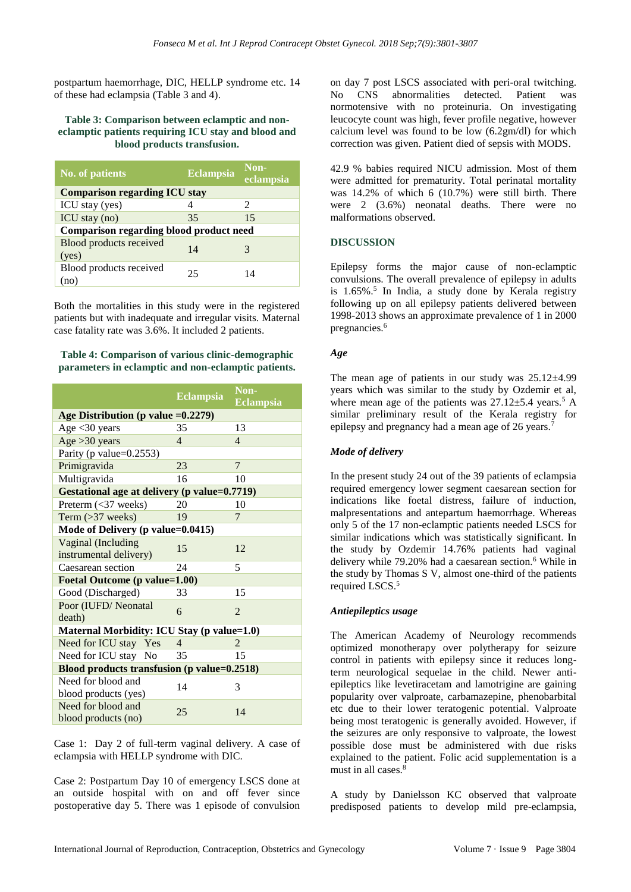postpartum haemorrhage, DIC, HELLP syndrome etc. 14 of these had eclampsia (Table 3 and 4).

**Table 3: Comparison between eclamptic and non-eclamptic patients requiring ICU stay and blood and blood products transfusion.**

| No. of patients | Eclampsia | Non-eclampsia |
|---|---|---|
| **Comparison regarding ICU stay** | | |
| ICU stay (yes) | 4 | 2 |
| ICU stay (no) | 35 | 15 |
| **Comparison regarding blood product need** | | |
| Blood products received (yes) | 14 | 3 |
| Blood products received (no) | 25 | 14 |

Both the mortalities in this study were in the registered patients but with inadequate and irregular visits. Maternal case fatality rate was 3.6%. It included 2 patients.

**Table 4: Comparison of various clinic-demographic parameters in eclamptic and non-eclamptic patients.**

| | Eclampsia | Non-Eclampsia |
|---|---|---|
| **Age Distribution (p value =0.2279)** | | |
| Age <30 years | 35 | 13 |
| Age >30 years | 4 | 4 |
| Parity (p value=0.2553) | | |
| Primigravida | 23 | 7 |
| Multigravida | 16 | 10 |
| **Gestational age at delivery (p value=0.7719)** | | |
| Preterm (<37 weeks) | 20 | 10 |
| Term (>37 weeks) | 19 | 7 |
| **Mode of Delivery (p value=0.0415)** | | |
| Vaginal (Including instrumental delivery) | 15 | 12 |
| Caesarean section | 24 | 5 |
| **Foetal Outcome (p value=1.00)** | | |
| Good (Discharged) | 33 | 15 |
| Poor (IUFD/ Neonatal death) | 6 | 2 |
| **Maternal Morbidity: ICU Stay (p value=1.0)** | | |
| Need for ICU stay Yes | 4 | 2 |
| Need for ICU stay No | 35 | 15 |
| **Blood products transfusion (p value=0.2518)** | | |
| Need for blood and blood products (yes) | 14 | 3 |
| Need for blood and blood products (no) | 25 | 14 |

Case 1: Day 2 of full-term vaginal delivery. A case of eclampsia with HELLP syndrome with DIC.

Case 2: Postpartum Day 10 of emergency LSCS done at an outside hospital with on and off fever since postoperative day 5. There was 1 episode of convulsion on day 7 post LSCS associated with peri-oral twitching. No CNS abnormalities detected. Patient was normotensive with no proteinuria. On investigating leucocyte count was high, fever profile negative, however calcium level was found to be low (6.2gm/dl) for which correction was given. Patient died of sepsis with MODS.

42.9 % babies required NICU admission. Most of them were admitted for prematurity. Total perinatal mortality was 14.2% of which 6 (10.7%) were still birth. There were 2 (3.6%) neonatal deaths. There were no malformations observed.

## DISCUSSION

Epilepsy forms the major cause of non-eclamptic convulsions. The overall prevalence of epilepsy in adults is 1.65%.[5] In India, a study done by Kerala registry following up on all epilepsy patients delivered between 1998-2013 shows an approximate prevalence of 1 in 2000 pregnancies.[6]

### *Age*

The mean age of patients in our study was 25.12±4.99 years which was similar to the study by Ozdemir et al, where mean age of the patients was 27.12±5.4 years.[5] A similar preliminary result of the Kerala registry for epilepsy and pregnancy had a mean age of 26 years.[7]

### *Mode of delivery*

In the present study 24 out of the 39 patients of eclampsia required emergency lower segment caesarean section for indications like foetal distress, failure of induction, malpresentations and antepartum haemorrhage. Whereas only 5 of the 17 non-eclamptic patients needed LSCS for similar indications which was statistically significant. In the study by Ozdemir 14.76% patients had vaginal delivery while 79.20% had a caesarean section.[6] While in the study by Thomas S V, almost one-third of the patients required LSCS.[5]

### *Antiepileptics usage*

The American Academy of Neurology recommends optimized monotherapy over polytherapy for seizure control in patients with epilepsy since it reduces long-term neurological sequelae in the child. Newer anti-epileptics like levetiracetam and lamotrigine are gaining popularity over valproate, carbamazepine, phenobarbital etc due to their lower teratogenic potential. Valproate being most teratogenic is generally avoided. However, if the seizures are only responsive to valproate, the lowest possible dose must be administered with due risks explained to the patient. Folic acid supplementation is a must in all cases.[8]

A study by Danielsson KC observed that valproate predisposed patients to develop mild pre-eclampsia,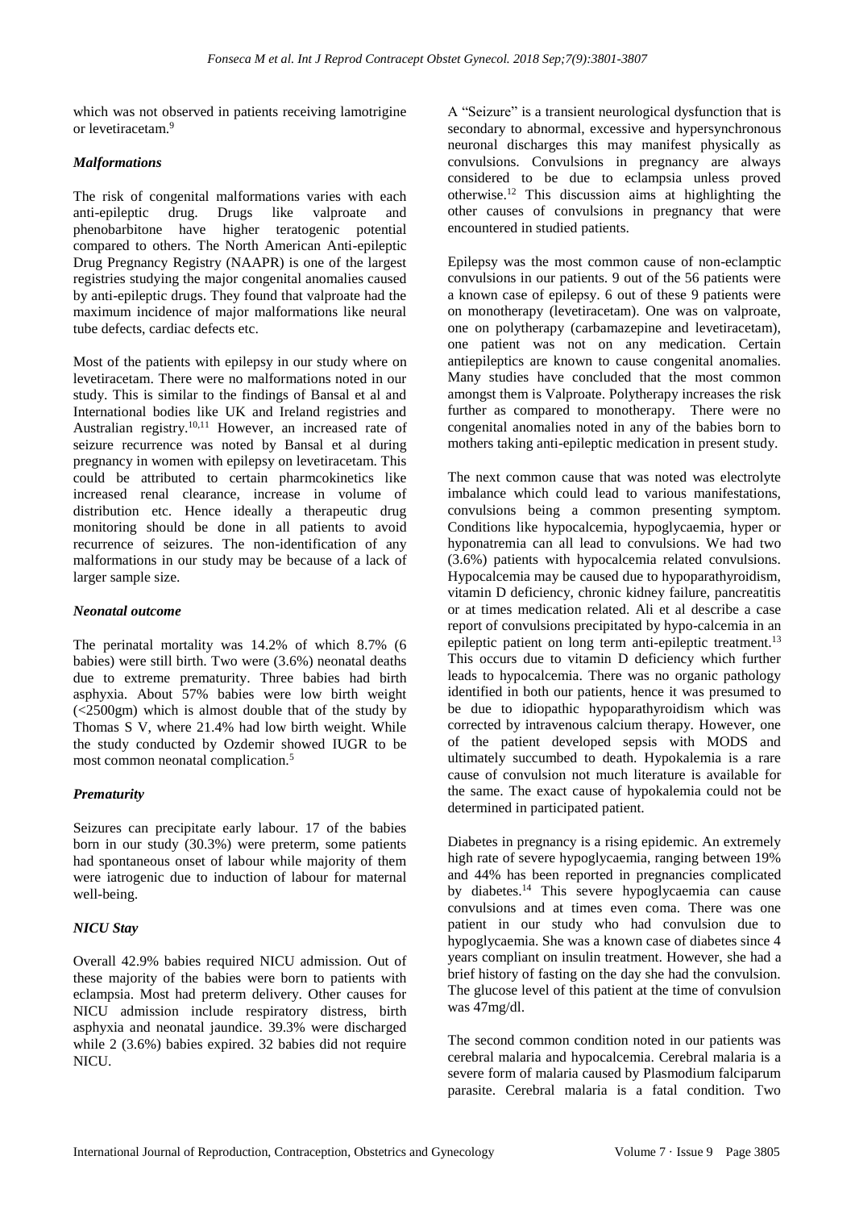which was not observed in patients receiving lamotrigine or levetiracetam.[9]

### *Malformations*

The risk of congenital malformations varies with each anti-epileptic drug. Drugs like valproate and phenobarbitone have higher teratogenic potential compared to others. The North American Anti-epileptic Drug Pregnancy Registry (NAAPR) is one of the largest registries studying the major congenital anomalies caused by anti-epileptic drugs. They found that valproate had the maximum incidence of major malformations like neural tube defects, cardiac defects etc.

Most of the patients with epilepsy in our study where on levetiracetam. There were no malformations noted in our study. This is similar to the findings of Bansal et al and International bodies like UK and Ireland registries and Australian registry.[10,11] However, an increased rate of seizure recurrence was noted by Bansal et al during pregnancy in women with epilepsy on levetiracetam. This could be attributed to certain pharmcokinetics like increased renal clearance, increase in volume of distribution etc. Hence ideally a therapeutic drug monitoring should be done in all patients to avoid recurrence of seizures. The non-identification of any malformations in our study may be because of a lack of larger sample size.

### *Neonatal outcome*

The perinatal mortality was 14.2% of which 8.7% (6 babies) were still birth. Two were (3.6%) neonatal deaths due to extreme prematurity. Three babies had birth asphyxia. About 57% babies were low birth weight (<2500gm) which is almost double that of the study by Thomas S V, where 21.4% had low birth weight. While the study conducted by Ozdemir showed IUGR to be most common neonatal complication.[5]

### *Prematurity*

Seizures can precipitate early labour. 17 of the babies born in our study (30.3%) were preterm, some patients had spontaneous onset of labour while majority of them were iatrogenic due to induction of labour for maternal well-being.

### *NICU Stay*

Overall 42.9% babies required NICU admission. Out of these majority of the babies were born to patients with eclampsia. Most had preterm delivery. Other causes for NICU admission include respiratory distress, birth asphyxia and neonatal jaundice. 39.3% were discharged while 2 (3.6%) babies expired. 32 babies did not require NICU.

A "Seizure" is a transient neurological dysfunction that is secondary to abnormal, excessive and hypersynchronous neuronal discharges this may manifest physically as convulsions. Convulsions in pregnancy are always considered to be due to eclampsia unless proved otherwise.[12] This discussion aims at highlighting the other causes of convulsions in pregnancy that were encountered in studied patients.

Epilepsy was the most common cause of non-eclamptic convulsions in our patients. 9 out of the 56 patients were a known case of epilepsy. 6 out of these 9 patients were on monotherapy (levetiracetam). One was on valproate, one on polytherapy (carbamazepine and levetiracetam), one patient was not on any medication. Certain antiepileptics are known to cause congenital anomalies. Many studies have concluded that the most common amongst them is Valproate. Polytherapy increases the risk further as compared to monotherapy. There were no congenital anomalies noted in any of the babies born to mothers taking anti-epileptic medication in present study.

The next common cause that was noted was electrolyte imbalance which could lead to various manifestations, convulsions being a common presenting symptom. Conditions like hypocalcemia, hypoglycaemia, hyper or hyponatremia can all lead to convulsions. We had two (3.6%) patients with hypocalcemia related convulsions. Hypocalcemia may be caused due to hypoparathyroidism, vitamin D deficiency, chronic kidney failure, pancreatitis or at times medication related. Ali et al describe a case report of convulsions precipitated by hypo-calcemia in an epileptic patient on long term anti-epileptic treatment.[13] This occurs due to vitamin D deficiency which further leads to hypocalcemia. There was no organic pathology identified in both our patients, hence it was presumed to be due to idiopathic hypoparathyroidism which was corrected by intravenous calcium therapy. However, one of the patient developed sepsis with MODS and ultimately succumbed to death. Hypokalemia is a rare cause of convulsion not much literature is available for the same. The exact cause of hypokalemia could not be determined in participated patient.

Diabetes in pregnancy is a rising epidemic. An extremely high rate of severe hypoglycaemia, ranging between 19% and 44% has been reported in pregnancies complicated by diabetes.[14] This severe hypoglycaemia can cause convulsions and at times even coma. There was one patient in our study who had convulsion due to hypoglycaemia. She was a known case of diabetes since 4 years compliant on insulin treatment. However, she had a brief history of fasting on the day she had the convulsion. The glucose level of this patient at the time of convulsion was 47mg/dl.

The second common condition noted in our patients was cerebral malaria and hypocalcemia. Cerebral malaria is a severe form of malaria caused by Plasmodium falciparum parasite. Cerebral malaria is a fatal condition. Two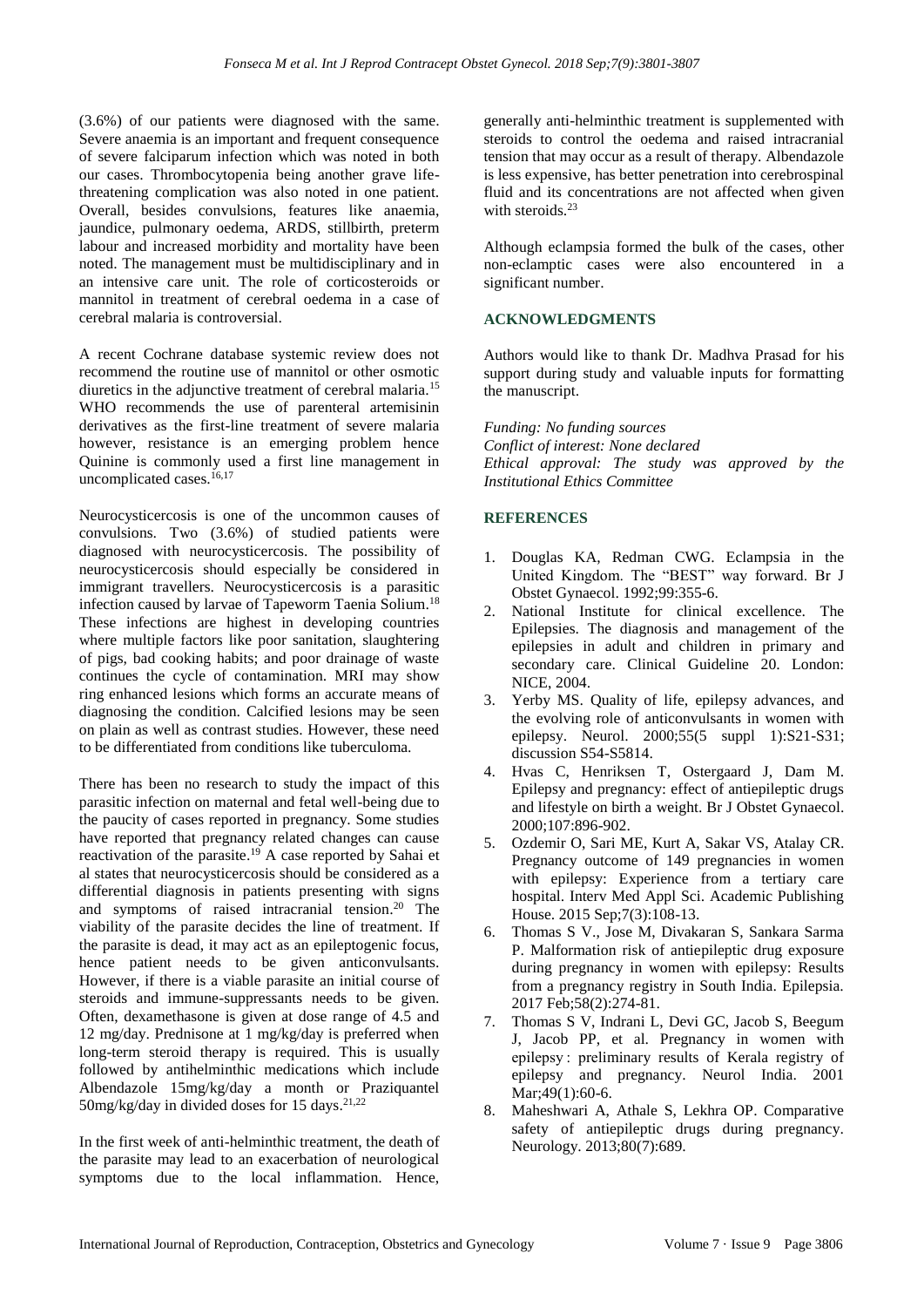(3.6%) of our patients were diagnosed with the same. Severe anaemia is an important and frequent consequence of severe falciparum infection which was noted in both our cases. Thrombocytopenia being another grave life-threatening complication was also noted in one patient. Overall, besides convulsions, features like anaemia, jaundice, pulmonary oedema, ARDS, stillbirth, preterm labour and increased morbidity and mortality have been noted. The management must be multidisciplinary and in an intensive care unit. The role of corticosteroids or mannitol in treatment of cerebral oedema in a case of cerebral malaria is controversial.

A recent Cochrane database systemic review does not recommend the routine use of mannitol or other osmotic diuretics in the adjunctive treatment of cerebral malaria.[15] WHO recommends the use of parenteral artemisinin derivatives as the first-line treatment of severe malaria however, resistance is an emerging problem hence Quinine is commonly used a first line management in uncomplicated cases.[16,17]

Neurocysticercosis is one of the uncommon causes of convulsions. Two (3.6%) of studied patients were diagnosed with neurocysticercosis. The possibility of neurocysticercosis should especially be considered in immigrant travellers. Neurocysticercosis is a parasitic infection caused by larvae of Tapeworm Taenia Solium.[18] These infections are highest in developing countries where multiple factors like poor sanitation, slaughtering of pigs, bad cooking habits; and poor drainage of waste continues the cycle of contamination. MRI may show ring enhanced lesions which forms an accurate means of diagnosing the condition. Calcified lesions may be seen on plain as well as contrast studies. However, these need to be differentiated from conditions like tuberculoma.

There has been no research to study the impact of this parasitic infection on maternal and fetal well-being due to the paucity of cases reported in pregnancy. Some studies have reported that pregnancy related changes can cause reactivation of the parasite.[19] A case reported by Sahai et al states that neurocysticercosis should be considered as a differential diagnosis in patients presenting with signs and symptoms of raised intracranial tension.[20] The viability of the parasite decides the line of treatment. If the parasite is dead, it may act as an epileptogenic focus, hence patient needs to be given anticonvulsants. However, if there is a viable parasite an initial course of steroids and immune-suppressants needs to be given. Often, dexamethasone is given at dose range of 4.5 and 12 mg/day. Prednisone at 1 mg/kg/day is preferred when long-term steroid therapy is required. This is usually followed by antihelminthic medications which include Albendazole 15mg/kg/day a month or Praziquantel 50mg/kg/day in divided doses for 15 days.[21,22]

In the first week of anti-helminthic treatment, the death of the parasite may lead to an exacerbation of neurological symptoms due to the local inflammation. Hence, generally anti-helminthic treatment is supplemented with steroids to control the oedema and raised intracranial tension that may occur as a result of therapy. Albendazole is less expensive, has better penetration into cerebrospinal fluid and its concentrations are not affected when given with steroids.[23]

Although eclampsia formed the bulk of the cases, other non-eclamptic cases were also encountered in a significant number.

## ACKNOWLEDGMENTS

Authors would like to thank Dr. Madhva Prasad for his support during study and valuable inputs for formatting the manuscript.

*Funding: No funding sources*
*Conflict of interest: None declared*
*Ethical approval: The study was approved by the Institutional Ethics Committee*

## REFERENCES

1. Douglas KA, Redman CWG. Eclampsia in the United Kingdom. The "BEST" way forward. Br J Obstet Gynaecol. 1992;99:355-6.
2. National Institute for clinical excellence. The Epilepsies. The diagnosis and management of the epilepsies in adult and children in primary and secondary care. Clinical Guideline 20. London: NICE, 2004.
3. Yerby MS. Quality of life, epilepsy advances, and the evolving role of anticonvulsants in women with epilepsy. Neurol. 2000;55(5 suppl 1):S21-S31; discussion S54-S5814.
4. Hvas C, Henriksen T, Ostergaard J, Dam M. Epilepsy and pregnancy: effect of antiepileptic drugs and lifestyle on birth a weight. Br J Obstet Gynaecol. 2000;107:896-902.
5. Ozdemir O, Sari ME, Kurt A, Sakar VS, Atalay CR. Pregnancy outcome of 149 pregnancies in women with epilepsy: Experience from a tertiary care hospital. Interv Med Appl Sci. Academic Publishing House. 2015 Sep;7(3):108-13.
6. Thomas S V., Jose M, Divakaran S, Sankara Sarma P. Malformation risk of antiepileptic drug exposure during pregnancy in women with epilepsy: Results from a pregnancy registry in South India. Epilepsia. 2017 Feb;58(2):274-81.
7. Thomas S V, Indrani L, Devi GC, Jacob S, Beegum J, Jacob PP, et al. Pregnancy in women with epilepsy : preliminary results of Kerala registry of epilepsy and pregnancy. Neurol India. 2001 Mar;49(1):60-6.
8. Maheshwari A, Athale S, Lekhra OP. Comparative safety of antiepileptic drugs during pregnancy. Neurology. 2013;80(7):689.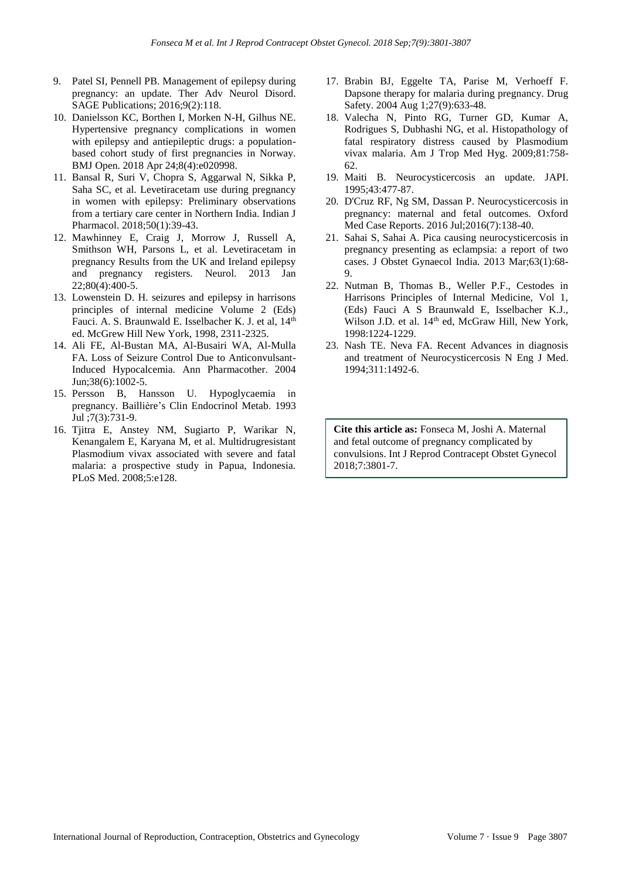9. Patel SI, Pennell PB. Management of epilepsy during pregnancy: an update. Ther Adv Neurol Disord. SAGE Publications; 2016;9(2):118.
10. Danielsson KC, Borthen I, Morken N-H, Gilhus NE. Hypertensive pregnancy complications in women with epilepsy and antiepileptic drugs: a population-based cohort study of first pregnancies in Norway. BMJ Open. 2018 Apr 24;8(4):e020998.
11. Bansal R, Suri V, Chopra S, Aggarwal N, Sikka P, Saha SC, et al. Levetiracetam use during pregnancy in women with epilepsy: Preliminary observations from a tertiary care center in Northern India. Indian J Pharmacol. 2018;50(1):39-43.
12. Mawhinney E, Craig J, Morrow J, Russell A, Smithson WH, Parsons L, et al. Levetiracetam in pregnancy Results from the UK and Ireland epilepsy and pregnancy registers. Neurol. 2013 Jan 22;80(4):400-5.
13. Lowenstein D. H. seizures and epilepsy in harrisons principles of internal medicine Volume 2 (Eds) Fauci. A. S. Braunwald E. Isselbacher K. J. et al, 14th ed. McGrew Hill New York, 1998, 2311-2325.
14. Ali FE, Al-Bustan MA, Al-Busairi WA, Al-Mulla FA. Loss of Seizure Control Due to Anticonvulsant-Induced Hypocalcemia. Ann Pharmacother. 2004 Jun;38(6):1002-5.
15. Persson B, Hansson U. Hypoglycaemia in pregnancy. Baillière's Clin Endocrinol Metab. 1993 Jul ;7(3):731-9.
16. Tjitra E, Anstey NM, Sugiarto P, Warikar N, Kenangalem E, Karyana M, et al. Multidrugresistant Plasmodium vivax associated with severe and fatal malaria: a prospective study in Papua, Indonesia. PLoS Med. 2008;5:e128.
17. Brabin BJ, Eggelte TA, Parise M, Verhoeff F. Dapsone therapy for malaria during pregnancy. Drug Safety. 2004 Aug 1;27(9):633-48.
18. Valecha N, Pinto RG, Turner GD, Kumar A, Rodrigues S, Dubhashi NG, et al. Histopathology of fatal respiratory distress caused by Plasmodium vivax malaria. Am J Trop Med Hyg. 2009;81:758-62.
19. Maiti B. Neurocysticercosis an update. JAPI. 1995;43:477-87.
20. D'Cruz RF, Ng SM, Dassan P. Neurocysticercosis in pregnancy: maternal and fetal outcomes. Oxford Med Case Reports. 2016 Jul;2016(7):138-40.
21. Sahai S, Sahai A. Pica causing neurocysticercosis in pregnancy presenting as eclampsia: a report of two cases. J Obstet Gynaecol India. 2013 Mar;63(1):68-9.
22. Nutman B, Thomas B., Weller P.F., Cestodes in Harrisons Principles of Internal Medicine, Vol 1, (Eds) Fauci A S Braunwald E, Isselbacher K.J., Wilson J.D. et al. 14th ed, McGraw Hill, New York, 1998:1224-1229.
23. Nash TE. Neva FA. Recent Advances in diagnosis and treatment of Neurocysticercosis N Eng J Med. 1994;311:1492-6.

**Cite this article as:** Fonseca M, Joshi A. Maternal and fetal outcome of pregnancy complicated by convulsions. Int J Reprod Contracept Obstet Gynecol 2018;7:3801-7.